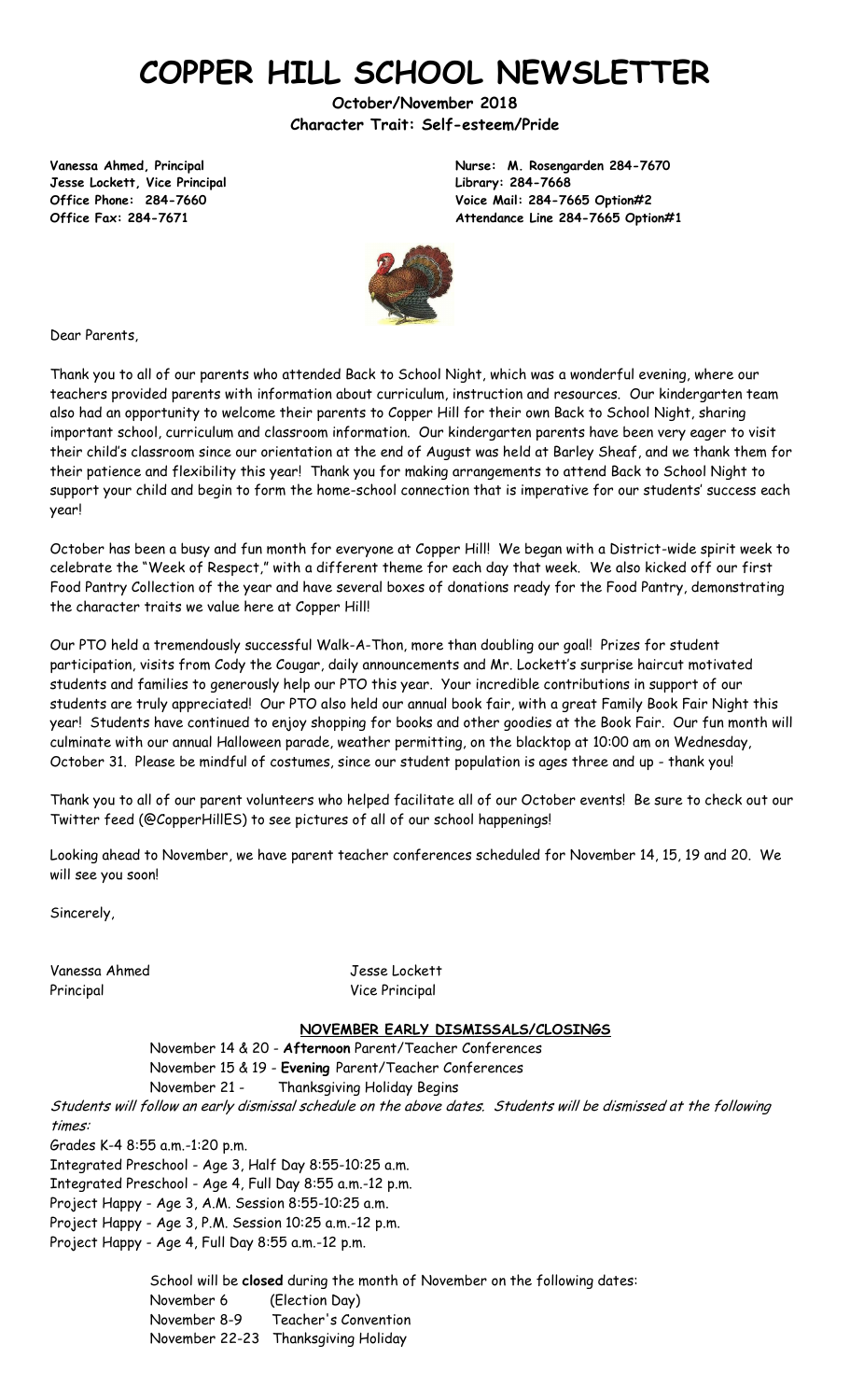# COPPER HILL SCHOOL NEWSLETTER

**October/November 2018**
**Character Trait: Self-esteem/Pride**

**Vanessa Ahmed, Principal**
**Jesse Lockett, Vice Principal**
**Office Phone: 284-7660**
**Office Fax: 284-7671**

**Nurse: M. Rosengarden 284-7670**
**Library: 284-7668**
**Voice Mail: 284-7665 Option#2**
**Attendance Line 284-7665 Option#1**

Dear Parents,

Thank you to all of our parents who attended Back to School Night, which was a wonderful evening, where our teachers provided parents with information about curriculum, instruction and resources. Our kindergarten team also had an opportunity to welcome their parents to Copper Hill for their own Back to School Night, sharing important school, curriculum and classroom information. Our kindergarten parents have been very eager to visit their child's classroom since our orientation at the end of August was held at Barley Sheaf, and we thank them for their patience and flexibility this year! Thank you for making arrangements to attend Back to School Night to support your child and begin to form the home-school connection that is imperative for our students' success each year!

October has been a busy and fun month for everyone at Copper Hill! We began with a District-wide spirit week to celebrate the "Week of Respect," with a different theme for each day that week. We also kicked off our first Food Pantry Collection of the year and have several boxes of donations ready for the Food Pantry, demonstrating the character traits we value here at Copper Hill!

Our PTO held a tremendously successful Walk-A-Thon, more than doubling our goal! Prizes for student participation, visits from Cody the Cougar, daily announcements and Mr. Lockett's surprise haircut motivated students and families to generously help our PTO this year. Your incredible contributions in support of our students are truly appreciated! Our PTO also held our annual book fair, with a great Family Book Fair Night this year! Students have continued to enjoy shopping for books and other goodies at the Book Fair. Our fun month will culminate with our annual Halloween parade, weather permitting, on the blacktop at 10:00 am on Wednesday, October 31. Please be mindful of costumes, since our student population is ages three and up - thank you!

Thank you to all of our parent volunteers who helped facilitate all of our October events! Be sure to check out our Twitter feed (@CopperHillES) to see pictures of all of our school happenings!

Looking ahead to November, we have parent teacher conferences scheduled for November 14, 15, 19 and 20. We will see you soon!

Sincerely,

Vanessa Ahmed
Principal

Jesse Lockett
Vice Principal

## NOVEMBER EARLY DISMISSALS/CLOSINGS

November 14 & 20 - **Afternoon** Parent/Teacher Conferences
November 15 & 19 - **Evening** Parent/Teacher Conferences
November 21 - Thanksgiving Holiday Begins

*Students will follow an early dismissal schedule on the above dates. Students will be dismissed at the following times:*

Grades K-4 8:55 a.m.-1:20 p.m.
Integrated Preschool - Age 3, Half Day 8:55-10:25 a.m.
Integrated Preschool - Age 4, Full Day 8:55 a.m.-12 p.m.
Project Happy - Age 3, A.M. Session 8:55-10:25 a.m.
Project Happy - Age 3, P.M. Session 10:25 a.m.-12 p.m.
Project Happy - Age 4, Full Day 8:55 a.m.-12 p.m.

School will be **closed** during the month of November on the following dates:

November 6 (Election Day)
November 8-9 Teacher's Convention
November 22-23 Thanksgiving Holiday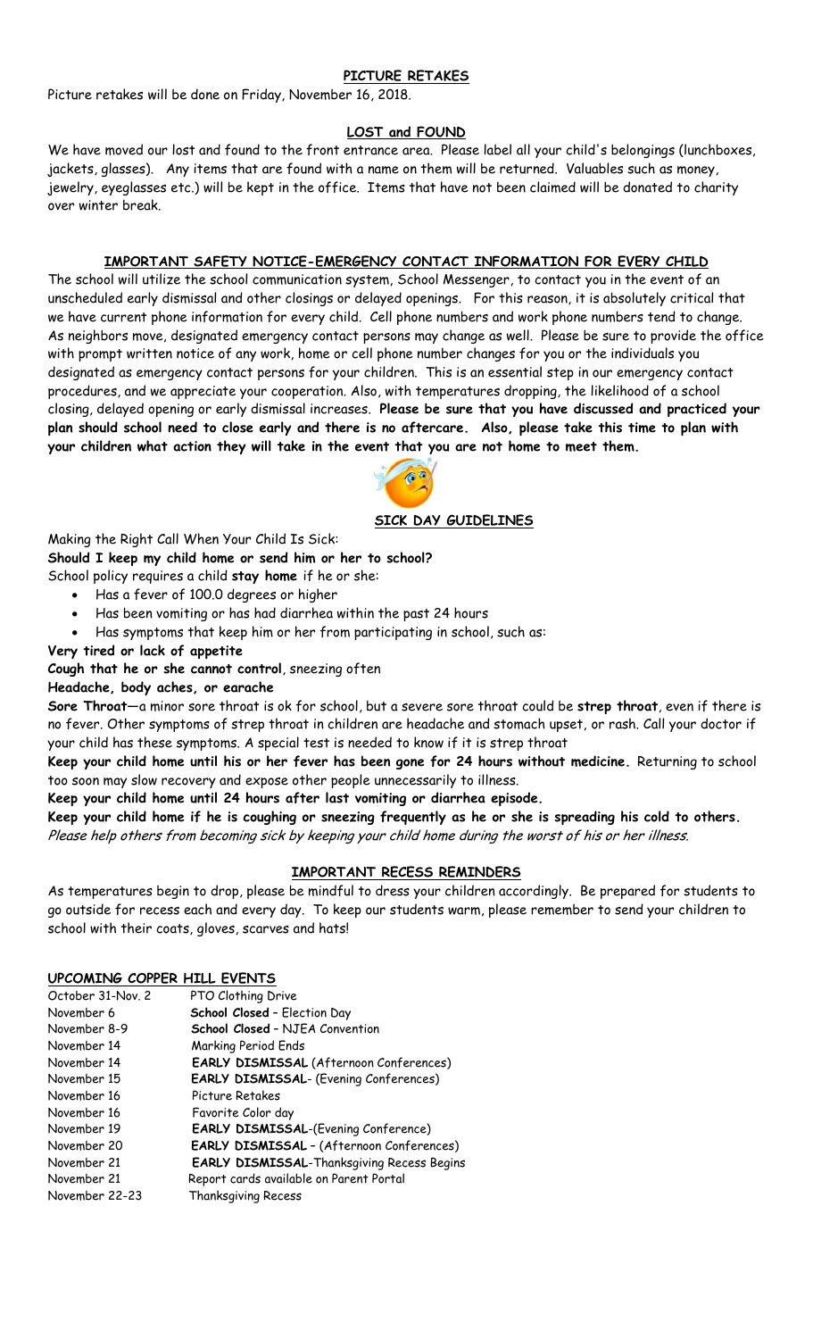## PICTURE RETAKES

Picture retakes will be done on Friday, November 16, 2018.

## LOST and FOUND

We have moved our lost and found to the front entrance area. Please label all your child's belongings (lunchboxes, jackets, glasses). Any items that are found with a name on them will be returned. Valuables such as money, jewelry, eyeglasses etc.) will be kept in the office. Items that have not been claimed will be donated to charity over winter break.

## IMPORTANT SAFETY NOTICE-EMERGENCY CONTACT INFORMATION FOR EVERY CHILD

The school will utilize the school communication system, School Messenger, to contact you in the event of an unscheduled early dismissal and other closings or delayed openings. For this reason, it is absolutely critical that we have current phone information for every child. Cell phone numbers and work phone numbers tend to change. As neighbors move, designated emergency contact persons may change as well. Please be sure to provide the office with prompt written notice of any work, home or cell phone number changes for you or the individuals you designated as emergency contact persons for your children. This is an essential step in our emergency contact procedures, and we appreciate your cooperation. Also, with temperatures dropping, the likelihood of a school closing, delayed opening or early dismissal increases. **Please be sure that you have discussed and practiced your plan should school need to close early and there is no aftercare. Also, please take this time to plan with your children what action they will take in the event that you are not home to meet them.**

## SICK DAY GUIDELINES

Making the Right Call When Your Child Is Sick:

**Should I keep my child home or send him or her to school?**

School policy requires a child **stay home** if he or she:

- Has a fever of 100.0 degrees or higher
- Has been vomiting or has had diarrhea within the past 24 hours
- Has symptoms that keep him or her from participating in school, such as:

**Very tired or lack of appetite**

**Cough that he or she cannot control**, sneezing often

**Headache, body aches, or earache**

**Sore Throat**—a minor sore throat is ok for school, but a severe sore throat could be **strep throat**, even if there is no fever. Other symptoms of strep throat in children are headache and stomach upset, or rash. Call your doctor if your child has these symptoms. A special test is needed to know if it is strep throat

**Keep your child home until his or her fever has been gone for 24 hours without medicine.** Returning to school too soon may slow recovery and expose other people unnecessarily to illness.

**Keep your child home until 24 hours after last vomiting or diarrhea episode.**

**Keep your child home if he is coughing or sneezing frequently as he or she is spreading his cold to others.**

*Please help others from becoming sick by keeping your child home during the worst of his or her illness.*

## IMPORTANT RECESS REMINDERS

As temperatures begin to drop, please be mindful to dress your children accordingly. Be prepared for students to go outside for recess each and every day. To keep our students warm, please remember to send your children to school with their coats, gloves, scarves and hats!

## UPCOMING COPPER HILL EVENTS

| | |
|---|---|
| October 31-Nov. 2 | PTO Clothing Drive |
| November 6 | **School Closed** – Election Day |
| November 8-9 | **School Closed** – NJEA Convention |
| November 14 | Marking Period Ends |
| November 14 | **EARLY DISMISSAL** (Afternoon Conferences) |
| November 15 | **EARLY DISMISSAL**- (Evening Conferences) |
| November 16 | Picture Retakes |
| November 16 | Favorite Color day |
| November 19 | **EARLY DISMISSAL**-(Evening Conference) |
| November 20 | **EARLY DISMISSAL** – (Afternoon Conferences) |
| November 21 | **EARLY DISMISSAL**-Thanksgiving Recess Begins |
| November 21 | Report cards available on Parent Portal |
| November 22-23 | Thanksgiving Recess |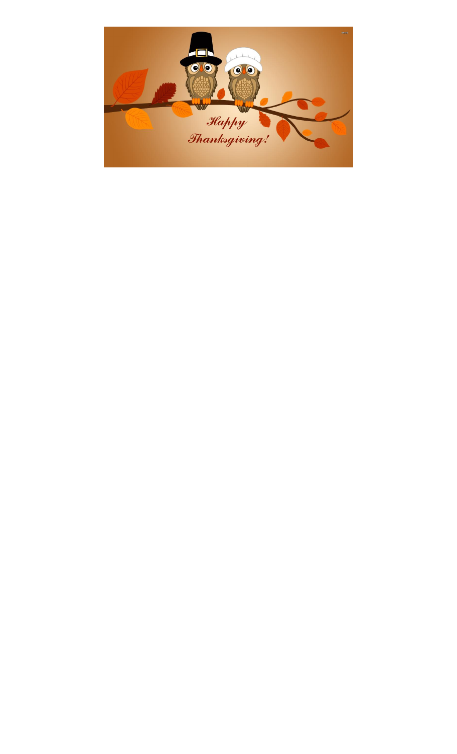Happy Thanksgiving!